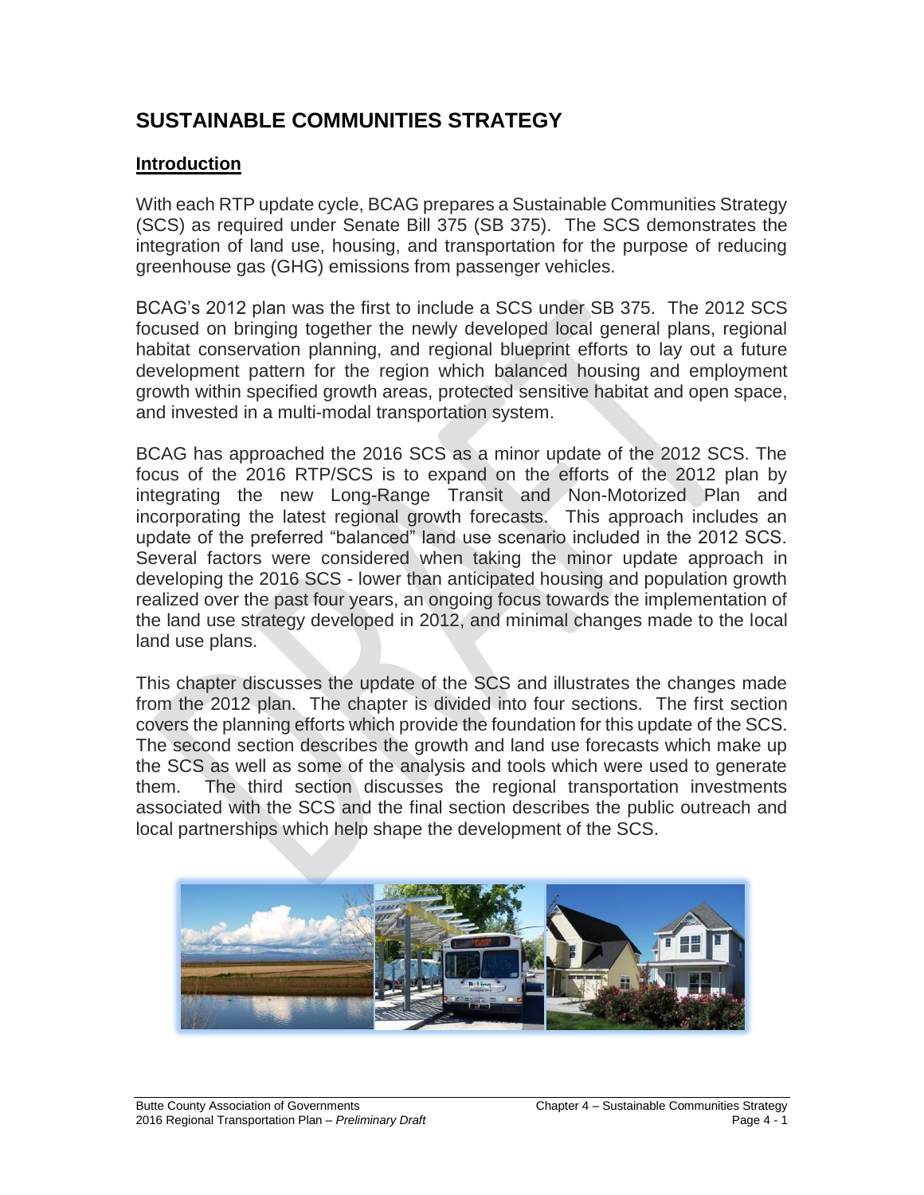# SUSTAINABLE COMMUNITIES STRATEGY

## Introduction

With each RTP update cycle, BCAG prepares a Sustainable Communities Strategy (SCS) as required under Senate Bill 375 (SB 375). The SCS demonstrates the integration of land use, housing, and transportation for the purpose of reducing greenhouse gas (GHG) emissions from passenger vehicles.

BCAG's 2012 plan was the first to include a SCS under SB 375. The 2012 SCS focused on bringing together the newly developed local general plans, regional habitat conservation planning, and regional blueprint efforts to lay out a future development pattern for the region which balanced housing and employment growth within specified growth areas, protected sensitive habitat and open space, and invested in a multi-modal transportation system.

BCAG has approached the 2016 SCS as a minor update of the 2012 SCS. The focus of the 2016 RTP/SCS is to expand on the efforts of the 2012 plan by integrating the new Long-Range Transit and Non-Motorized Plan and incorporating the latest regional growth forecasts. This approach includes an update of the preferred "balanced" land use scenario included in the 2012 SCS. Several factors were considered when taking the minor update approach in developing the 2016 SCS - lower than anticipated housing and population growth realized over the past four years, an ongoing focus towards the implementation of the land use strategy developed in 2012, and minimal changes made to the local land use plans.

This chapter discusses the update of the SCS and illustrates the changes made from the 2012 plan. The chapter is divided into four sections. The first section covers the planning efforts which provide the foundation for this update of the SCS. The second section describes the growth and land use forecasts which make up the SCS as well as some of the analysis and tools which were used to generate them. The third section discusses the regional transportation investments associated with the SCS and the final section describes the public outreach and local partnerships which help shape the development of the SCS.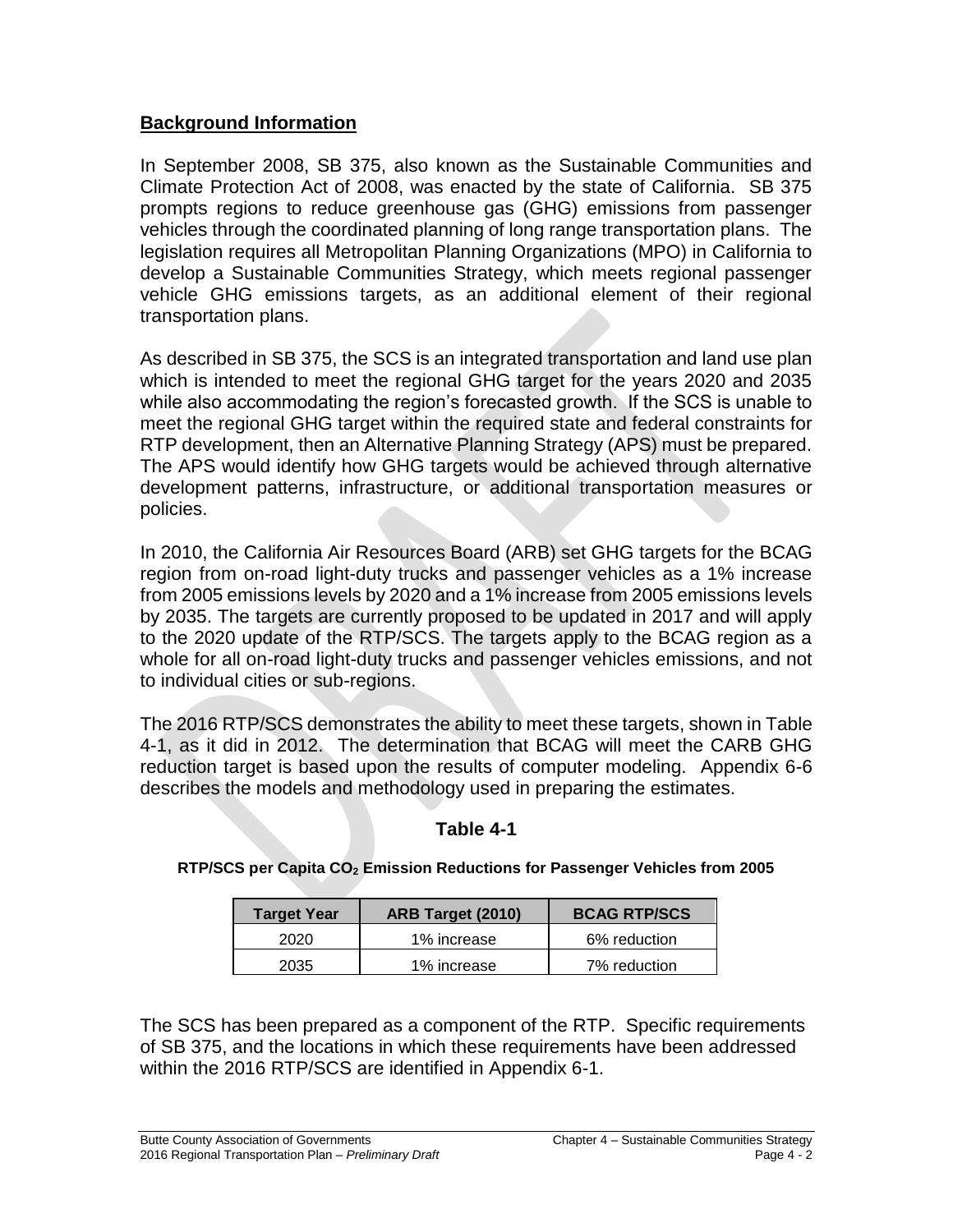## Background Information

In September 2008, SB 375, also known as the Sustainable Communities and Climate Protection Act of 2008, was enacted by the state of California. SB 375 prompts regions to reduce greenhouse gas (GHG) emissions from passenger vehicles through the coordinated planning of long range transportation plans. The legislation requires all Metropolitan Planning Organizations (MPO) in California to develop a Sustainable Communities Strategy, which meets regional passenger vehicle GHG emissions targets, as an additional element of their regional transportation plans.

As described in SB 375, the SCS is an integrated transportation and land use plan which is intended to meet the regional GHG target for the years 2020 and 2035 while also accommodating the region's forecasted growth. If the SCS is unable to meet the regional GHG target within the required state and federal constraints for RTP development, then an Alternative Planning Strategy (APS) must be prepared. The APS would identify how GHG targets would be achieved through alternative development patterns, infrastructure, or additional transportation measures or policies.

In 2010, the California Air Resources Board (ARB) set GHG targets for the BCAG region from on-road light-duty trucks and passenger vehicles as a 1% increase from 2005 emissions levels by 2020 and a 1% increase from 2005 emissions levels by 2035. The targets are currently proposed to be updated in 2017 and will apply to the 2020 update of the RTP/SCS. The targets apply to the BCAG region as a whole for all on-road light-duty trucks and passenger vehicles emissions, and not to individual cities or sub-regions.

The 2016 RTP/SCS demonstrates the ability to meet these targets, shown in Table 4-1, as it did in 2012. The determination that BCAG will meet the CARB GHG reduction target is based upon the results of computer modeling. Appendix 6-6 describes the models and methodology used in preparing the estimates.

### Table 4-1

**RTP/SCS per Capita $CO_2$ Emission Reductions for Passenger Vehicles from 2005**

| Target Year | ARB Target (2010) | BCAG RTP/SCS |
|---|---|---|
| 2020 | 1% increase | 6% reduction |
| 2035 | 1% increase | 7% reduction |

The SCS has been prepared as a component of the RTP. Specific requirements of SB 375, and the locations in which these requirements have been addressed within the 2016 RTP/SCS are identified in Appendix 6-1.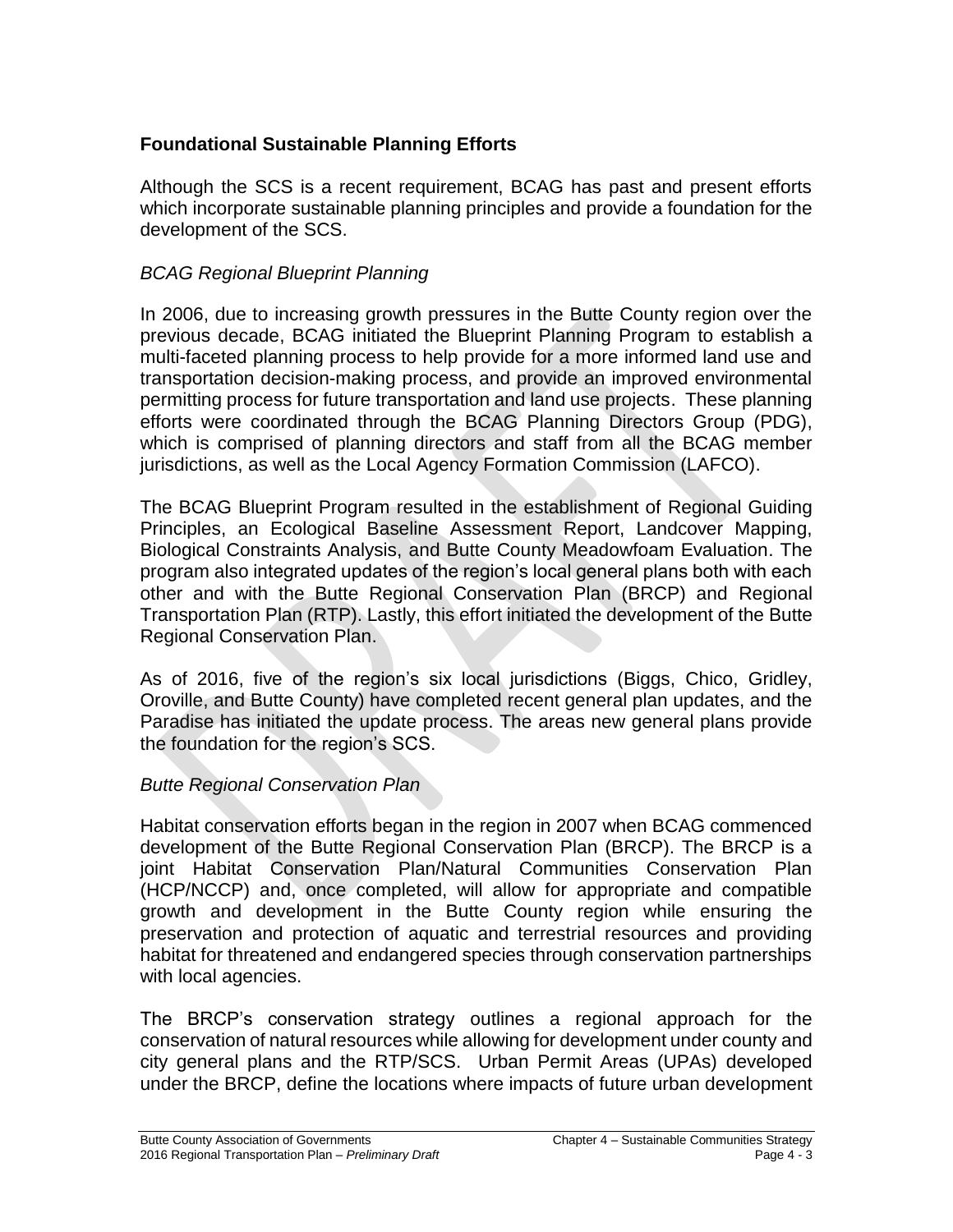## Foundational Sustainable Planning Efforts

Although the SCS is a recent requirement, BCAG has past and present efforts which incorporate sustainable planning principles and provide a foundation for the development of the SCS.

### *BCAG Regional Blueprint Planning*

In 2006, due to increasing growth pressures in the Butte County region over the previous decade, BCAG initiated the Blueprint Planning Program to establish a multi-faceted planning process to help provide for a more informed land use and transportation decision-making process, and provide an improved environmental permitting process for future transportation and land use projects. These planning efforts were coordinated through the BCAG Planning Directors Group (PDG), which is comprised of planning directors and staff from all the BCAG member jurisdictions, as well as the Local Agency Formation Commission (LAFCO).

The BCAG Blueprint Program resulted in the establishment of Regional Guiding Principles, an Ecological Baseline Assessment Report, Landcover Mapping, Biological Constraints Analysis, and Butte County Meadowfoam Evaluation. The program also integrated updates of the region's local general plans both with each other and with the Butte Regional Conservation Plan (BRCP) and Regional Transportation Plan (RTP). Lastly, this effort initiated the development of the Butte Regional Conservation Plan.

As of 2016, five of the region's six local jurisdictions (Biggs, Chico, Gridley, Oroville, and Butte County) have completed recent general plan updates, and the Paradise has initiated the update process. The areas new general plans provide the foundation for the region's SCS.

### *Butte Regional Conservation Plan*

Habitat conservation efforts began in the region in 2007 when BCAG commenced development of the Butte Regional Conservation Plan (BRCP). The BRCP is a joint Habitat Conservation Plan/Natural Communities Conservation Plan (HCP/NCCP) and, once completed, will allow for appropriate and compatible growth and development in the Butte County region while ensuring the preservation and protection of aquatic and terrestrial resources and providing habitat for threatened and endangered species through conservation partnerships with local agencies.

The BRCP's conservation strategy outlines a regional approach for the conservation of natural resources while allowing for development under county and city general plans and the RTP/SCS. Urban Permit Areas (UPAs) developed under the BRCP, define the locations where impacts of future urban development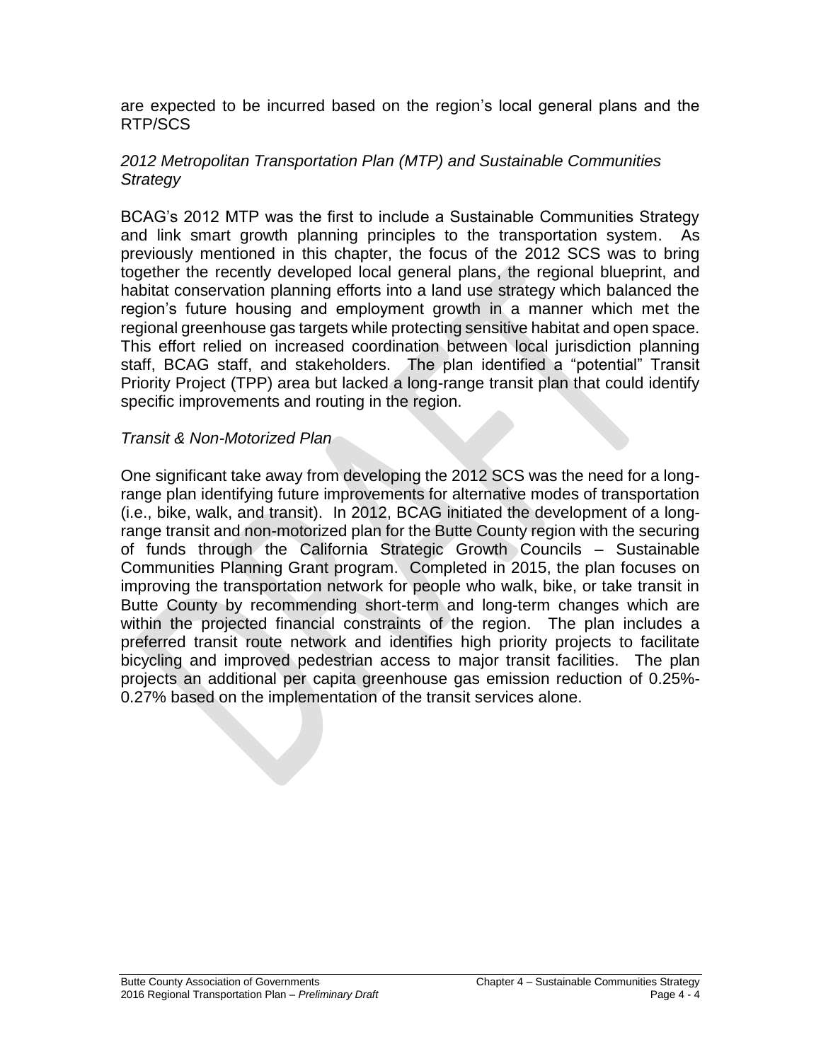are expected to be incurred based on the region's local general plans and the RTP/SCS

*2012 Metropolitan Transportation Plan (MTP) and Sustainable Communities Strategy*

BCAG's 2012 MTP was the first to include a Sustainable Communities Strategy and link smart growth planning principles to the transportation system. As previously mentioned in this chapter, the focus of the 2012 SCS was to bring together the recently developed local general plans, the regional blueprint, and habitat conservation planning efforts into a land use strategy which balanced the region's future housing and employment growth in a manner which met the regional greenhouse gas targets while protecting sensitive habitat and open space. This effort relied on increased coordination between local jurisdiction planning staff, BCAG staff, and stakeholders. The plan identified a "potential" Transit Priority Project (TPP) area but lacked a long-range transit plan that could identify specific improvements and routing in the region.

*Transit & Non-Motorized Plan*

One significant take away from developing the 2012 SCS was the need for a long-range plan identifying future improvements for alternative modes of transportation (i.e., bike, walk, and transit). In 2012, BCAG initiated the development of a long-range transit and non-motorized plan for the Butte County region with the securing of funds through the California Strategic Growth Councils – Sustainable Communities Planning Grant program. Completed in 2015, the plan focuses on improving the transportation network for people who walk, bike, or take transit in Butte County by recommending short-term and long-term changes which are within the projected financial constraints of the region. The plan includes a preferred transit route network and identifies high priority projects to facilitate bicycling and improved pedestrian access to major transit facilities. The plan projects an additional per capita greenhouse gas emission reduction of 0.25%-0.27% based on the implementation of the transit services alone.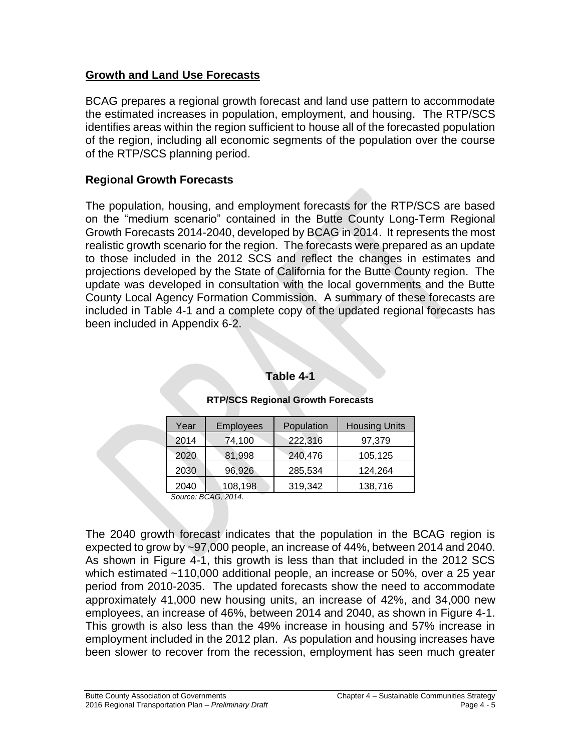## Growth and Land Use Forecasts

BCAG prepares a regional growth forecast and land use pattern to accommodate the estimated increases in population, employment, and housing. The RTP/SCS identifies areas within the region sufficient to house all of the forecasted population of the region, including all economic segments of the population over the course of the RTP/SCS planning period.

### Regional Growth Forecasts

The population, housing, and employment forecasts for the RTP/SCS are based on the "medium scenario" contained in the Butte County Long-Term Regional Growth Forecasts 2014-2040, developed by BCAG in 2014. It represents the most realistic growth scenario for the region. The forecasts were prepared as an update to those included in the 2012 SCS and reflect the changes in estimates and projections developed by the State of California for the Butte County region. The update was developed in consultation with the local governments and the Butte County Local Agency Formation Commission. A summary of these forecasts are included in Table 4-1 and a complete copy of the updated regional forecasts has been included in Appendix 6-2.

**Table 4-1**

**RTP/SCS Regional Growth Forecasts**

| Year | Employees | Population | Housing Units |
|---|---|---|---|
| 2014 | 74,100 | 222,316 | 97,379 |
| 2020 | 81,998 | 240,476 | 105,125 |
| 2030 | 96,926 | 285,534 | 124,264 |
| 2040 | 108,198 | 319,342 | 138,716 |

*Source: BCAG, 2014.*

The 2040 growth forecast indicates that the population in the BCAG region is expected to grow by ~97,000 people, an increase of 44%, between 2014 and 2040. As shown in Figure 4-1, this growth is less than that included in the 2012 SCS which estimated ~110,000 additional people, an increase or 50%, over a 25 year period from 2010-2035. The updated forecasts show the need to accommodate approximately 41,000 new housing units, an increase of 42%, and 34,000 new employees, an increase of 46%, between 2014 and 2040, as shown in Figure 4-1. This growth is also less than the 49% increase in housing and 57% increase in employment included in the 2012 plan. As population and housing increases have been slower to recover from the recession, employment has seen much greater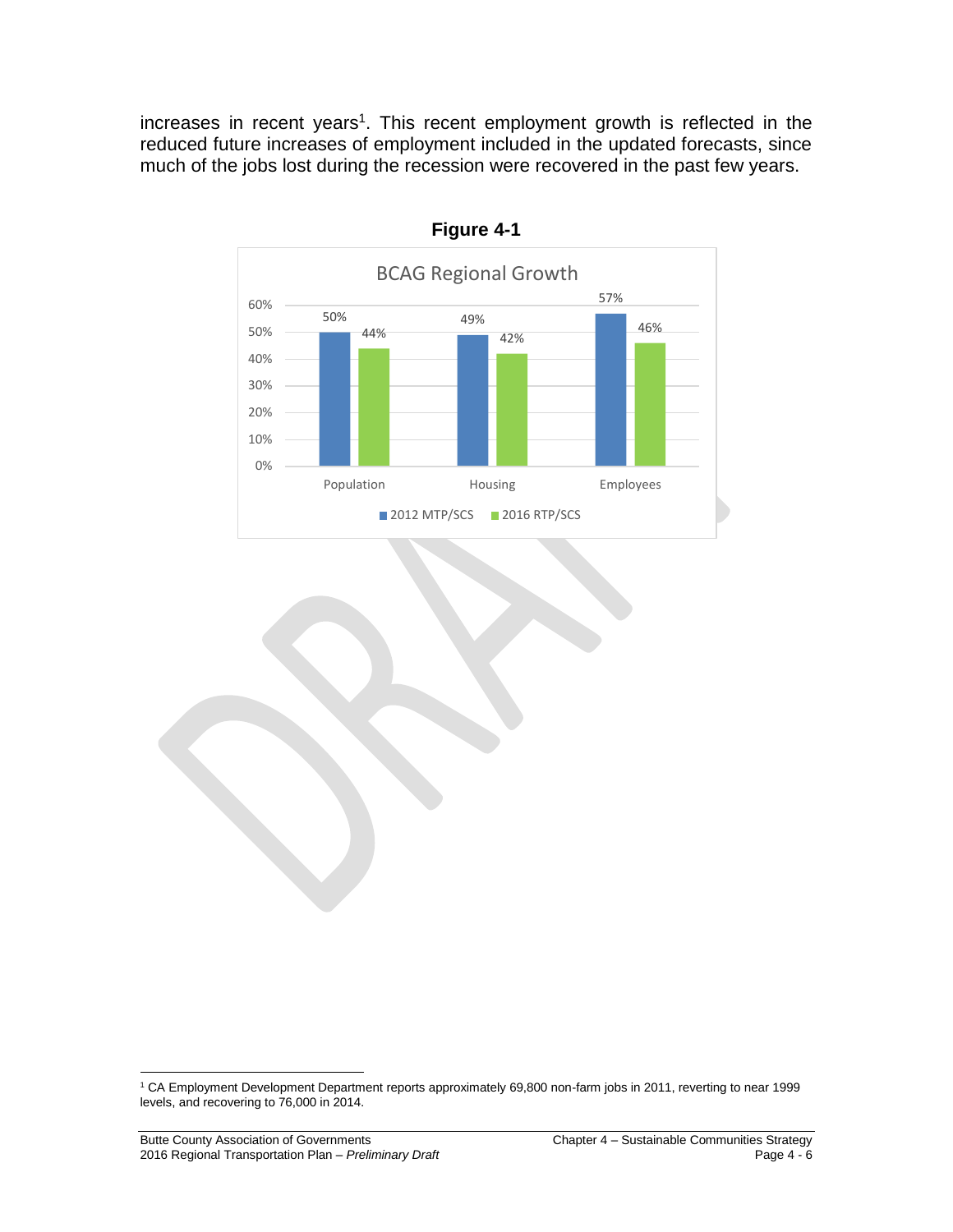increases in recent years[1]. This recent employment growth is reflected in the reduced future increases of employment included in the updated forecasts, since much of the jobs lost during the recession were recovered in the past few years.

**Figure 4-1**

BCAG Regional Growth

| | 2012 MTP/SCS | 2016 RTP/SCS |
|---|---|---|
| Population | 50% | 44% |
| Housing | 49% | 42% |
| Employees | 57% | 46% |

[1] CA Employment Development Department reports approximately 69,800 non-farm jobs in 2011, reverting to near 1999 levels, and recovering to 76,000 in 2014.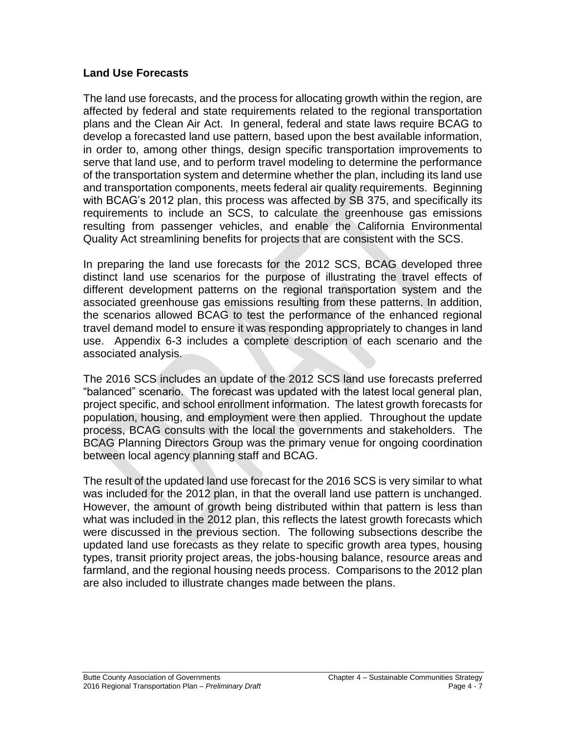## Land Use Forecasts

The land use forecasts, and the process for allocating growth within the region, are affected by federal and state requirements related to the regional transportation plans and the Clean Air Act. In general, federal and state laws require BCAG to develop a forecasted land use pattern, based upon the best available information, in order to, among other things, design specific transportation improvements to serve that land use, and to perform travel modeling to determine the performance of the transportation system and determine whether the plan, including its land use and transportation components, meets federal air quality requirements. Beginning with BCAG's 2012 plan, this process was affected by SB 375, and specifically its requirements to include an SCS, to calculate the greenhouse gas emissions resulting from passenger vehicles, and enable the California Environmental Quality Act streamlining benefits for projects that are consistent with the SCS.

In preparing the land use forecasts for the 2012 SCS, BCAG developed three distinct land use scenarios for the purpose of illustrating the travel effects of different development patterns on the regional transportation system and the associated greenhouse gas emissions resulting from these patterns. In addition, the scenarios allowed BCAG to test the performance of the enhanced regional travel demand model to ensure it was responding appropriately to changes in land use. Appendix 6-3 includes a complete description of each scenario and the associated analysis.

The 2016 SCS includes an update of the 2012 SCS land use forecasts preferred "balanced" scenario. The forecast was updated with the latest local general plan, project specific, and school enrollment information. The latest growth forecasts for population, housing, and employment were then applied. Throughout the update process, BCAG consults with the local the governments and stakeholders. The BCAG Planning Directors Group was the primary venue for ongoing coordination between local agency planning staff and BCAG.

The result of the updated land use forecast for the 2016 SCS is very similar to what was included for the 2012 plan, in that the overall land use pattern is unchanged. However, the amount of growth being distributed within that pattern is less than what was included in the 2012 plan, this reflects the latest growth forecasts which were discussed in the previous section. The following subsections describe the updated land use forecasts as they relate to specific growth area types, housing types, transit priority project areas, the jobs-housing balance, resource areas and farmland, and the regional housing needs process. Comparisons to the 2012 plan are also included to illustrate changes made between the plans.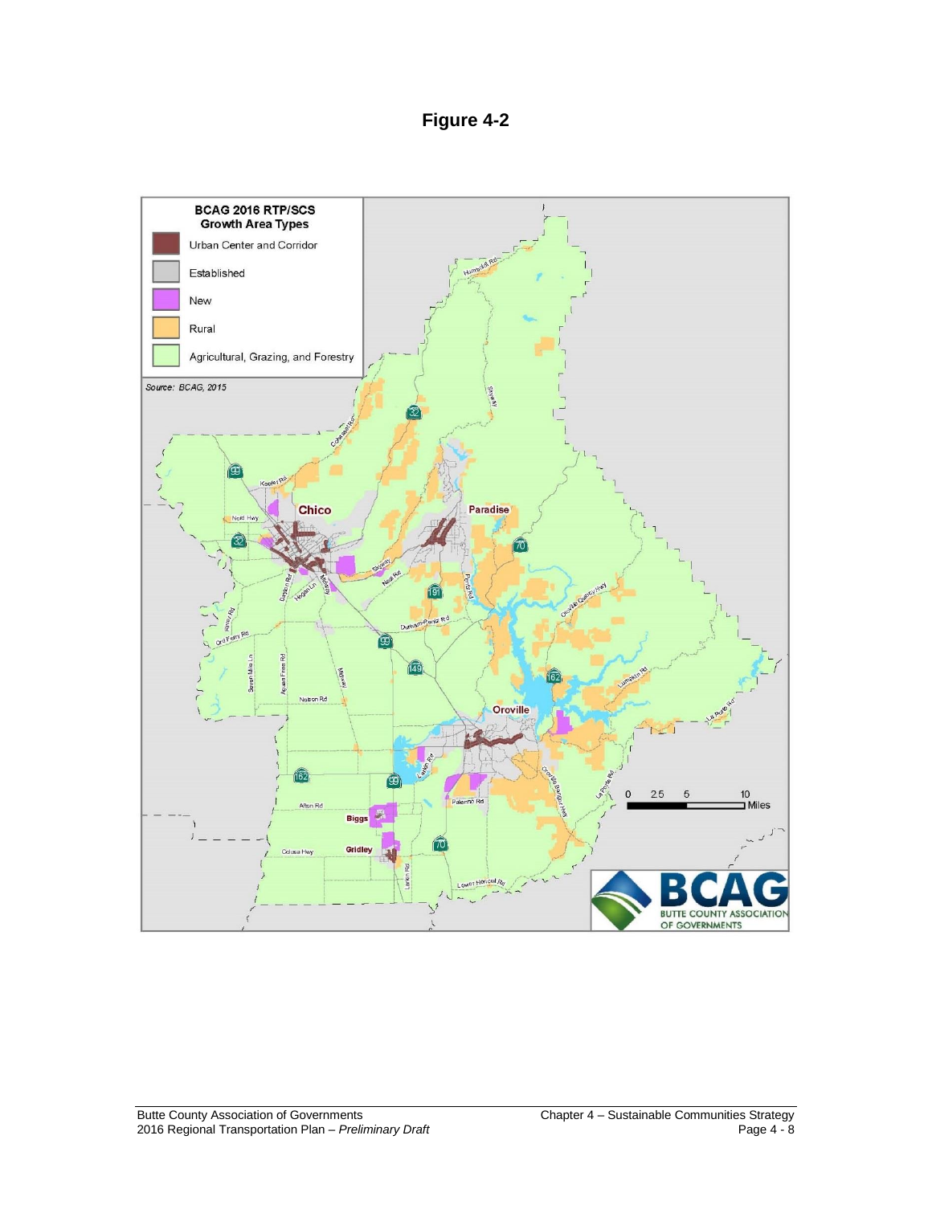# Figure 4-2

**BCAG 2016 RTP/SCS Growth Area Types**

- Urban Center and Corridor
- Established
- New
- Rural
- Agricultural, Grazing, and Forestry

*Source: BCAG, 2015*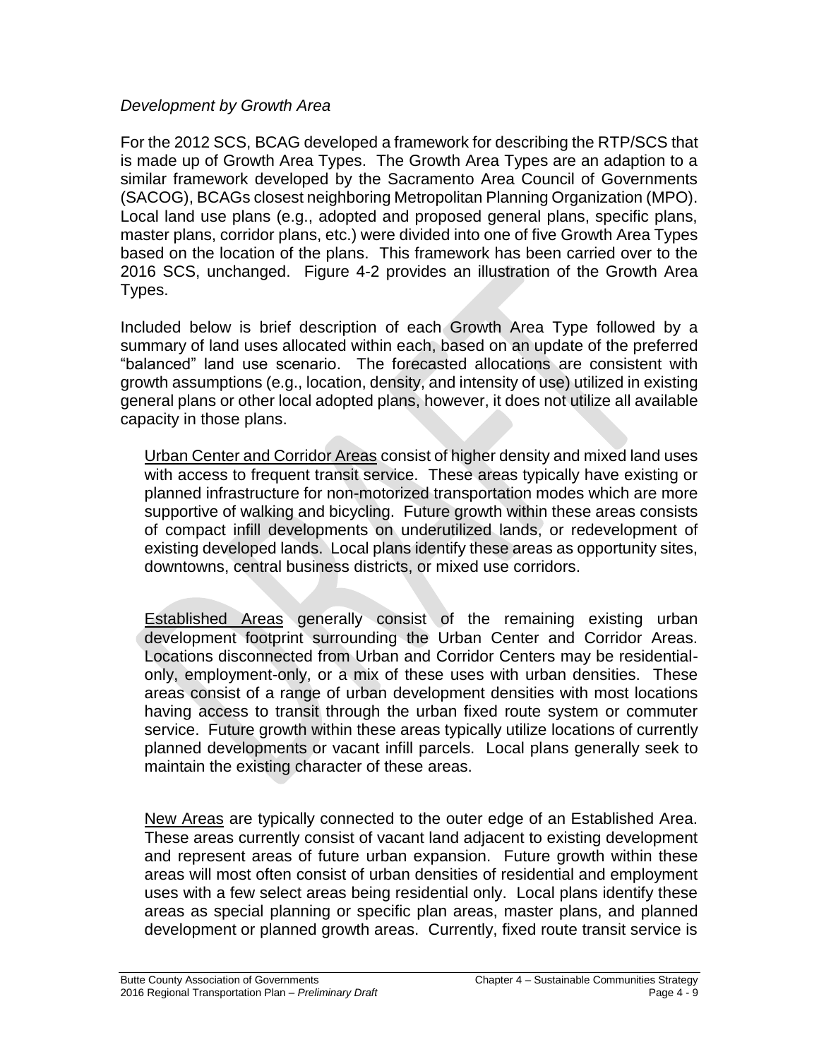*Development by Growth Area*

For the 2012 SCS, BCAG developed a framework for describing the RTP/SCS that is made up of Growth Area Types. The Growth Area Types are an adaption to a similar framework developed by the Sacramento Area Council of Governments (SACOG), BCAGs closest neighboring Metropolitan Planning Organization (MPO). Local land use plans (e.g., adopted and proposed general plans, specific plans, master plans, corridor plans, etc.) were divided into one of five Growth Area Types based on the location of the plans. This framework has been carried over to the 2016 SCS, unchanged. Figure 4-2 provides an illustration of the Growth Area Types.

Included below is brief description of each Growth Area Type followed by a summary of land uses allocated within each, based on an update of the preferred "balanced" land use scenario. The forecasted allocations are consistent with growth assumptions (e.g., location, density, and intensity of use) utilized in existing general plans or other local adopted plans, however, it does not utilize all available capacity in those plans.

Urban Center and Corridor Areas consist of higher density and mixed land uses with access to frequent transit service. These areas typically have existing or planned infrastructure for non-motorized transportation modes which are more supportive of walking and bicycling. Future growth within these areas consists of compact infill developments on underutilized lands, or redevelopment of existing developed lands. Local plans identify these areas as opportunity sites, downtowns, central business districts, or mixed use corridors.

Established Areas generally consist of the remaining existing urban development footprint surrounding the Urban Center and Corridor Areas. Locations disconnected from Urban and Corridor Centers may be residential-only, employment-only, or a mix of these uses with urban densities. These areas consist of a range of urban development densities with most locations having access to transit through the urban fixed route system or commuter service. Future growth within these areas typically utilize locations of currently planned developments or vacant infill parcels. Local plans generally seek to maintain the existing character of these areas.

New Areas are typically connected to the outer edge of an Established Area. These areas currently consist of vacant land adjacent to existing development and represent areas of future urban expansion. Future growth within these areas will most often consist of urban densities of residential and employment uses with a few select areas being residential only. Local plans identify these areas as special planning or specific plan areas, master plans, and planned development or planned growth areas. Currently, fixed route transit service is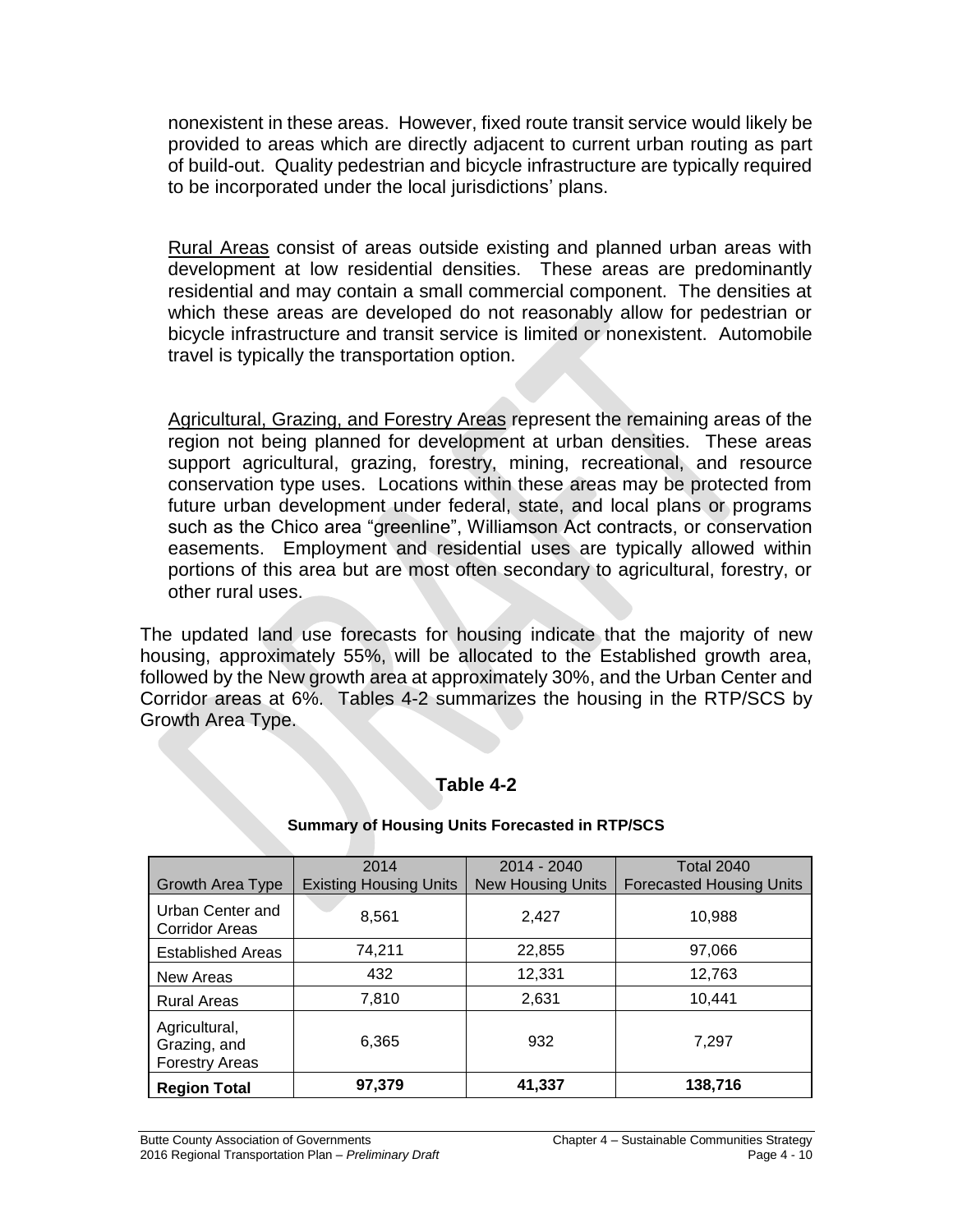nonexistent in these areas. However, fixed route transit service would likely be provided to areas which are directly adjacent to current urban routing as part of build-out. Quality pedestrian and bicycle infrastructure are typically required to be incorporated under the local jurisdictions' plans.

Rural Areas consist of areas outside existing and planned urban areas with development at low residential densities. These areas are predominantly residential and may contain a small commercial component. The densities at which these areas are developed do not reasonably allow for pedestrian or bicycle infrastructure and transit service is limited or nonexistent. Automobile travel is typically the transportation option.

Agricultural, Grazing, and Forestry Areas represent the remaining areas of the region not being planned for development at urban densities. These areas support agricultural, grazing, forestry, mining, recreational, and resource conservation type uses. Locations within these areas may be protected from future urban development under federal, state, and local plans or programs such as the Chico area "greenline", Williamson Act contracts, or conservation easements. Employment and residential uses are typically allowed within portions of this area but are most often secondary to agricultural, forestry, or other rural uses.

The updated land use forecasts for housing indicate that the majority of new housing, approximately 55%, will be allocated to the Established growth area, followed by the New growth area at approximately 30%, and the Urban Center and Corridor areas at 6%. Tables 4-2 summarizes the housing in the RTP/SCS by Growth Area Type.

**Table 4-2**

**Summary of Housing Units Forecasted in RTP/SCS**

| Growth Area Type | 2014 Existing Housing Units | 2014 - 2040 New Housing Units | Total 2040 Forecasted Housing Units |
|---|---|---|---|
| Urban Center and Corridor Areas | 8,561 | 2,427 | 10,988 |
| Established Areas | 74,211 | 22,855 | 97,066 |
| New Areas | 432 | 12,331 | 12,763 |
| Rural Areas | 7,810 | 2,631 | 10,441 |
| Agricultural, Grazing, and Forestry Areas | 6,365 | 932 | 7,297 |
| **Region Total** | **97,379** | **41,337** | **138,716** |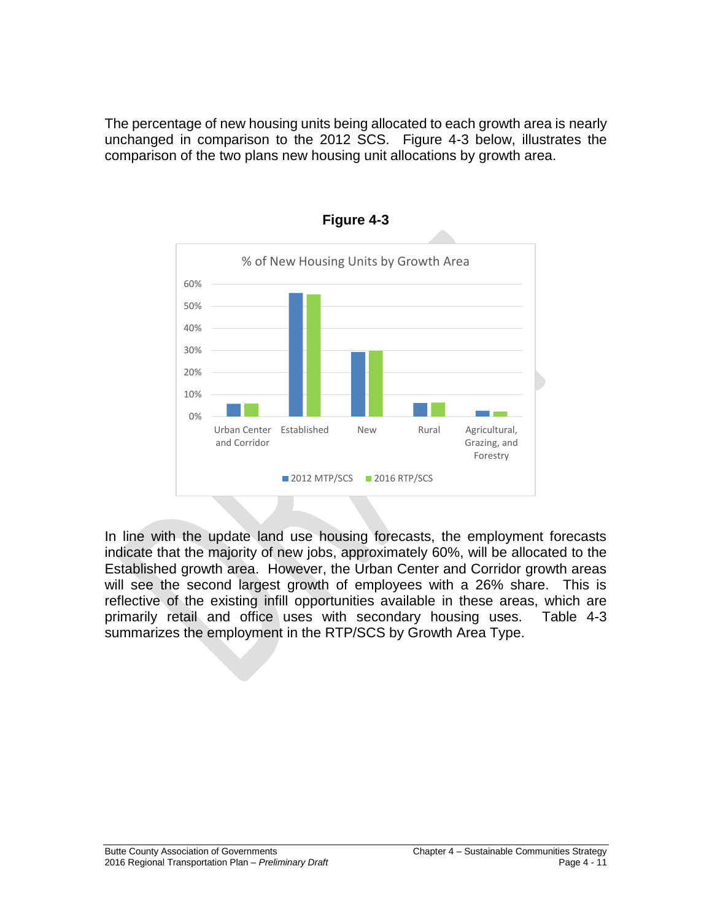The percentage of new housing units being allocated to each growth area is nearly unchanged in comparison to the 2012 SCS. Figure 4-3 below, illustrates the comparison of the two plans new housing unit allocations by growth area.

**Figure 4-3**

% of New Housing Units by Growth Area

In line with the update land use housing forecasts, the employment forecasts indicate that the majority of new jobs, approximately 60%, will be allocated to the Established growth area. However, the Urban Center and Corridor growth areas will see the second largest growth of employees with a 26% share. This is reflective of the existing infill opportunities available in these areas, which are primarily retail and office uses with secondary housing uses. Table 4-3 summarizes the employment in the RTP/SCS by Growth Area Type.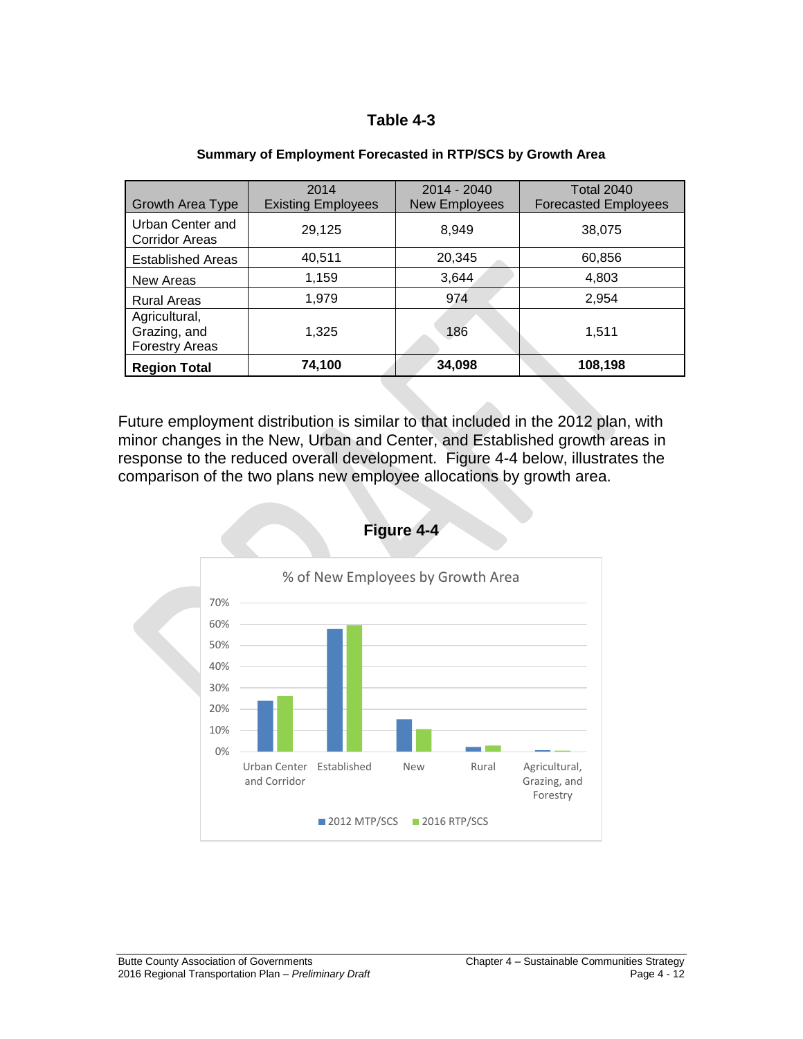## Table 4-3

**Summary of Employment Forecasted in RTP/SCS by Growth Area**

| Growth Area Type | 2014 Existing Employees | 2014 - 2040 New Employees | Total 2040 Forecasted Employees |
|---|---|---|---|
| Urban Center and Corridor Areas | 29,125 | 8,949 | 38,075 |
| Established Areas | 40,511 | 20,345 | 60,856 |
| New Areas | 1,159 | 3,644 | 4,803 |
| Rural Areas | 1,979 | 974 | 2,954 |
| Agricultural, Grazing, and Forestry Areas | 1,325 | 186 | 1,511 |
| **Region Total** | **74,100** | **34,098** | **108,198** |

Future employment distribution is similar to that included in the 2012 plan, with minor changes in the New, Urban and Center, and Established growth areas in response to the reduced overall development. Figure 4-4 below, illustrates the comparison of the two plans new employee allocations by growth area.

## Figure 4-4

% of New Employees by Growth Area

70%
60%
50%
40%
30%
20%
10%
0%

Urban Center and Corridor | Established | New | Rural | Agricultural, Grazing, and Forestry

2012 MTP/SCS | 2016 RTP/SCS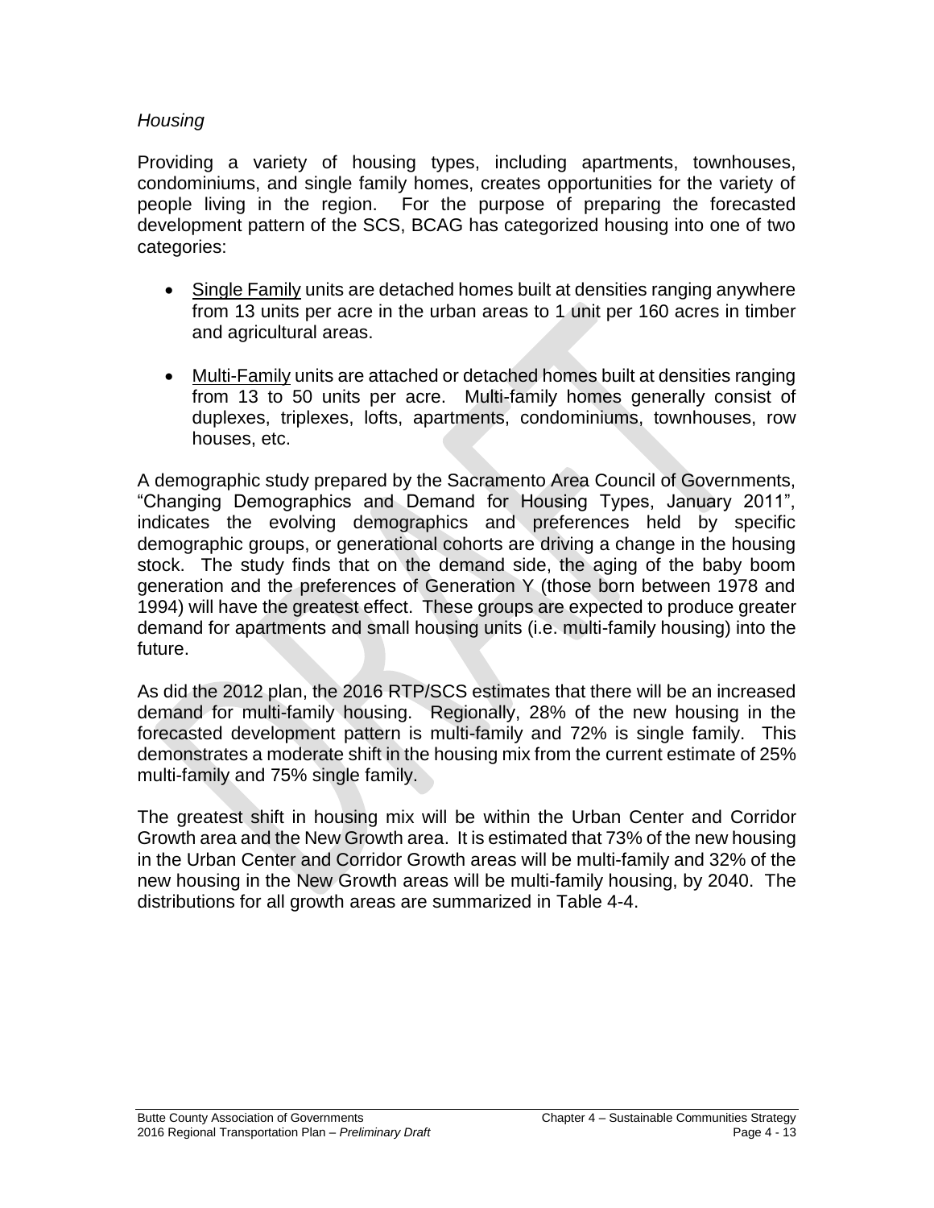*Housing*

Providing a variety of housing types, including apartments, townhouses, condominiums, and single family homes, creates opportunities for the variety of people living in the region. For the purpose of preparing the forecasted development pattern of the SCS, BCAG has categorized housing into one of two categories:

- Single Family units are detached homes built at densities ranging anywhere from 13 units per acre in the urban areas to 1 unit per 160 acres in timber and agricultural areas.
- Multi-Family units are attached or detached homes built at densities ranging from 13 to 50 units per acre. Multi-family homes generally consist of duplexes, triplexes, lofts, apartments, condominiums, townhouses, row houses, etc.

A demographic study prepared by the Sacramento Area Council of Governments, "Changing Demographics and Demand for Housing Types, January 2011", indicates the evolving demographics and preferences held by specific demographic groups, or generational cohorts are driving a change in the housing stock. The study finds that on the demand side, the aging of the baby boom generation and the preferences of Generation Y (those born between 1978 and 1994) will have the greatest effect. These groups are expected to produce greater demand for apartments and small housing units (i.e. multi-family housing) into the future.

As did the 2012 plan, the 2016 RTP/SCS estimates that there will be an increased demand for multi-family housing. Regionally, 28% of the new housing in the forecasted development pattern is multi-family and 72% is single family. This demonstrates a moderate shift in the housing mix from the current estimate of 25% multi-family and 75% single family.

The greatest shift in housing mix will be within the Urban Center and Corridor Growth area and the New Growth area. It is estimated that 73% of the new housing in the Urban Center and Corridor Growth areas will be multi-family and 32% of the new housing in the New Growth areas will be multi-family housing, by 2040. The distributions for all growth areas are summarized in Table 4-4.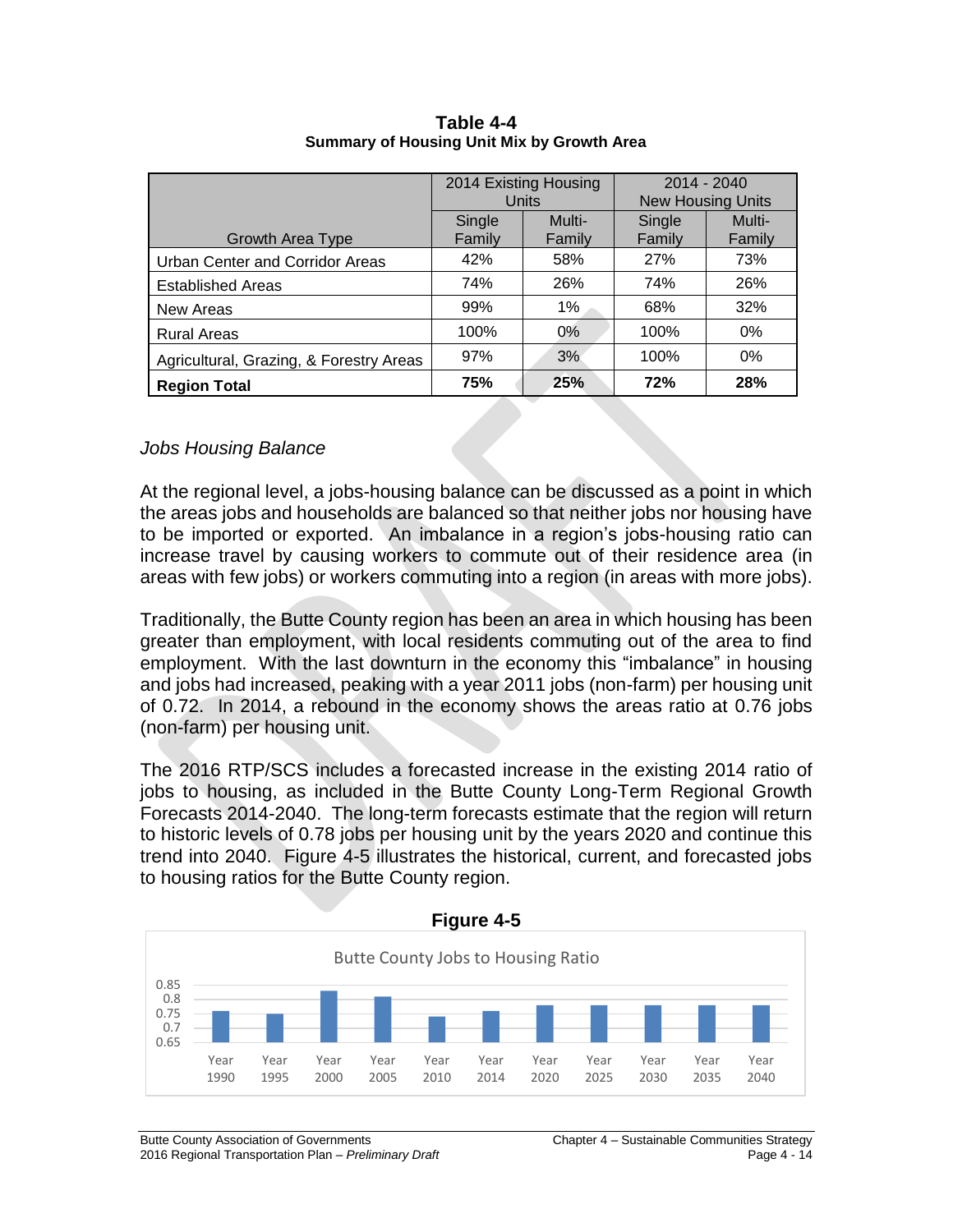**Table 4-4**
**Summary of Housing Unit Mix by Growth Area**

| Growth Area Type | 2014 Existing Housing Units | | 2014 - 2040 New Housing Units | |
|---|---|---|---|---|
| | Single Family | Multi-Family | Single Family | Multi-Family |
| Urban Center and Corridor Areas | 42% | 58% | 27% | 73% |
| Established Areas | 74% | 26% | 74% | 26% |
| New Areas | 99% | 1% | 68% | 32% |
| Rural Areas | 100% | 0% | 100% | 0% |
| Agricultural, Grazing, & Forestry Areas | 97% | 3% | 100% | 0% |
| **Region Total** | **75%** | **25%** | **72%** | **28%** |

*Jobs Housing Balance*

At the regional level, a jobs-housing balance can be discussed as a point in which the areas jobs and households are balanced so that neither jobs nor housing have to be imported or exported. An imbalance in a region's jobs-housing ratio can increase travel by causing workers to commute out of their residence area (in areas with few jobs) or workers commuting into a region (in areas with more jobs).

Traditionally, the Butte County region has been an area in which housing has been greater than employment, with local residents commuting out of the area to find employment. With the last downturn in the economy this "imbalance" in housing and jobs had increased, peaking with a year 2011 jobs (non-farm) per housing unit of 0.72. In 2014, a rebound in the economy shows the areas ratio at 0.76 jobs (non-farm) per housing unit.

The 2016 RTP/SCS includes a forecasted increase in the existing 2014 ratio of jobs to housing, as included in the Butte County Long-Term Regional Growth Forecasts 2014-2040. The long-term forecasts estimate that the region will return to historic levels of 0.78 jobs per housing unit by the years 2020 and continue this trend into 2040. Figure 4-5 illustrates the historical, current, and forecasted jobs to housing ratios for the Butte County region.

**Figure 4-5**

Butte County Jobs to Housing Ratio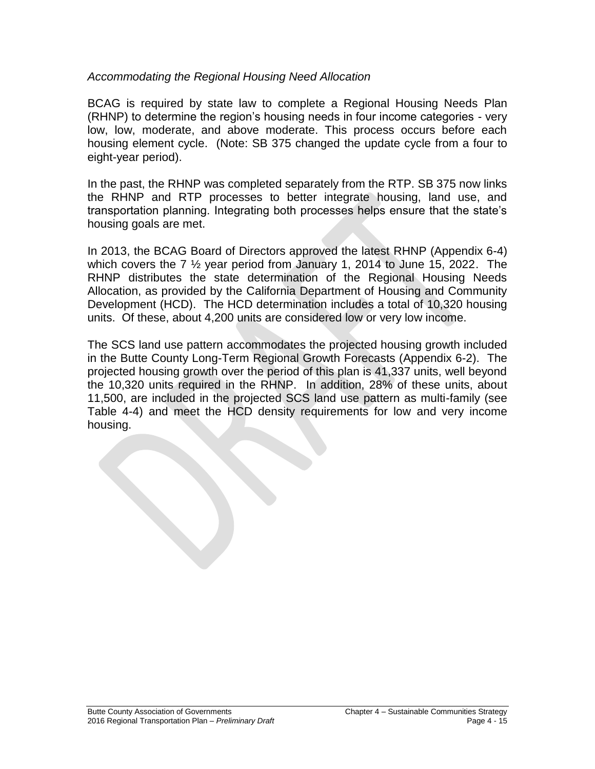*Accommodating the Regional Housing Need Allocation*

BCAG is required by state law to complete a Regional Housing Needs Plan (RHNP) to determine the region's housing needs in four income categories - very low, low, moderate, and above moderate. This process occurs before each housing element cycle. (Note: SB 375 changed the update cycle from a four to eight-year period).

In the past, the RHNP was completed separately from the RTP. SB 375 now links the RHNP and RTP processes to better integrate housing, land use, and transportation planning. Integrating both processes helps ensure that the state's housing goals are met.

In 2013, the BCAG Board of Directors approved the latest RHNP (Appendix 6-4) which covers the 7 ½ year period from January 1, 2014 to June 15, 2022. The RHNP distributes the state determination of the Regional Housing Needs Allocation, as provided by the California Department of Housing and Community Development (HCD). The HCD determination includes a total of 10,320 housing units. Of these, about 4,200 units are considered low or very low income.

The SCS land use pattern accommodates the projected housing growth included in the Butte County Long-Term Regional Growth Forecasts (Appendix 6-2). The projected housing growth over the period of this plan is 41,337 units, well beyond the 10,320 units required in the RHNP. In addition, 28% of these units, about 11,500, are included in the projected SCS land use pattern as multi-family (see Table 4-4) and meet the HCD density requirements for low and very income housing.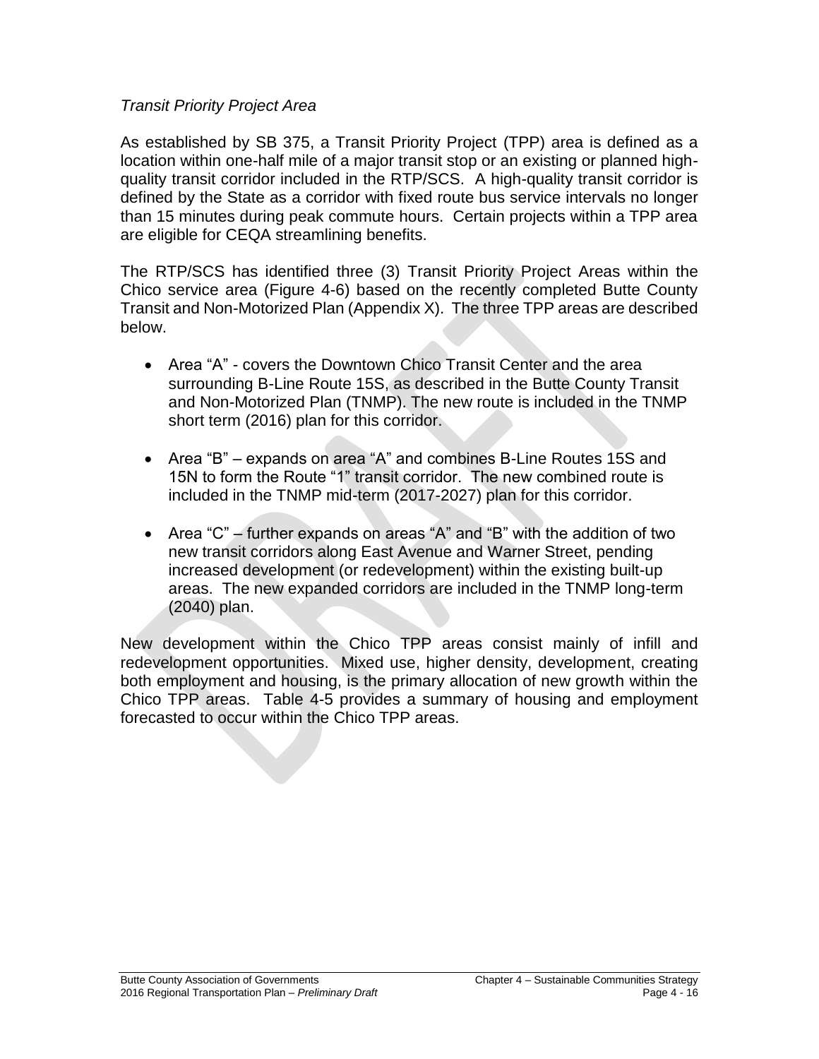*Transit Priority Project Area*

As established by SB 375, a Transit Priority Project (TPP) area is defined as a location within one-half mile of a major transit stop or an existing or planned high-quality transit corridor included in the RTP/SCS. A high-quality transit corridor is defined by the State as a corridor with fixed route bus service intervals no longer than 15 minutes during peak commute hours. Certain projects within a TPP area are eligible for CEQA streamlining benefits.

The RTP/SCS has identified three (3) Transit Priority Project Areas within the Chico service area (Figure 4-6) based on the recently completed Butte County Transit and Non-Motorized Plan (Appendix X). The three TPP areas are described below.

- Area "A" - covers the Downtown Chico Transit Center and the area surrounding B-Line Route 15S, as described in the Butte County Transit and Non-Motorized Plan (TNMP). The new route is included in the TNMP short term (2016) plan for this corridor.
- Area "B" – expands on area "A" and combines B-Line Routes 15S and 15N to form the Route "1" transit corridor. The new combined route is included in the TNMP mid-term (2017-2027) plan for this corridor.
- Area "C" – further expands on areas "A" and "B" with the addition of two new transit corridors along East Avenue and Warner Street, pending increased development (or redevelopment) within the existing built-up areas. The new expanded corridors are included in the TNMP long-term (2040) plan.

New development within the Chico TPP areas consist mainly of infill and redevelopment opportunities. Mixed use, higher density, development, creating both employment and housing, is the primary allocation of new growth within the Chico TPP areas. Table 4-5 provides a summary of housing and employment forecasted to occur within the Chico TPP areas.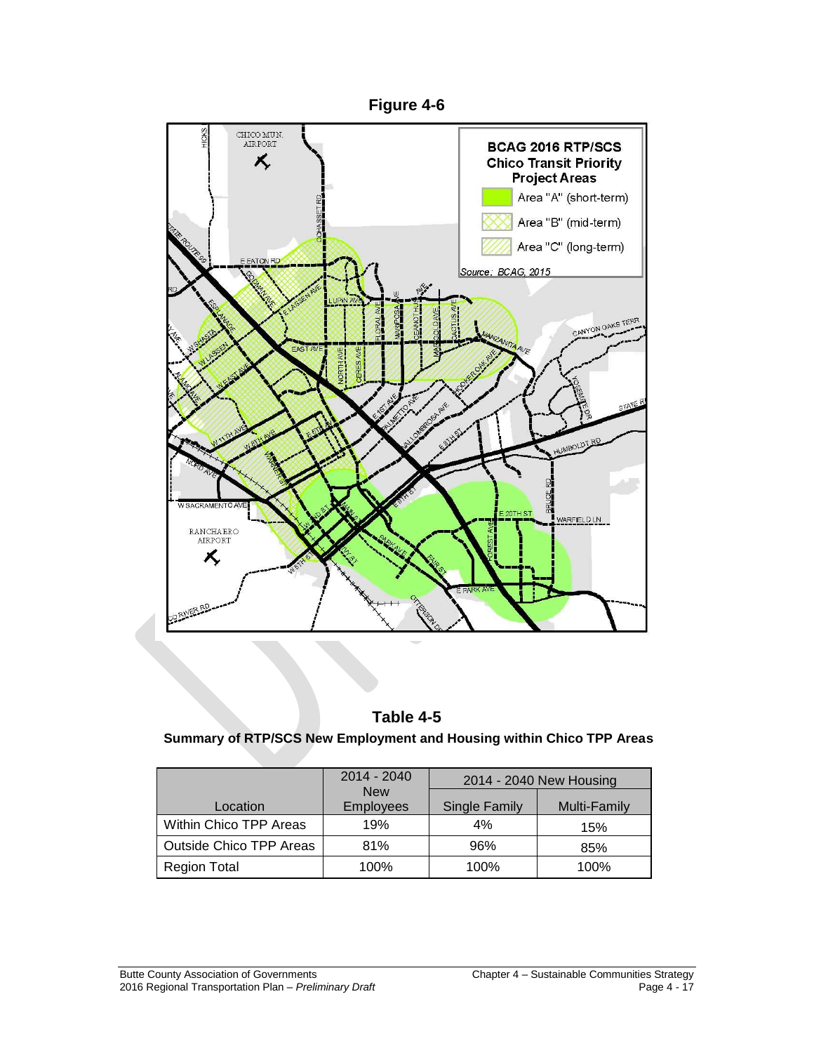**Figure 4-6**

**Table 4-5**

**Summary of RTP/SCS New Employment and Housing within Chico TPP Areas**

| Location | 2014 - 2040 New Employees | 2014 - 2040 New Housing | |
|---|---|---|---|
| | | Single Family | Multi-Family |
| Within Chico TPP Areas | 19% | 4% | 15% |
| Outside Chico TPP Areas | 81% | 96% | 85% |
| Region Total | 100% | 100% | 100% |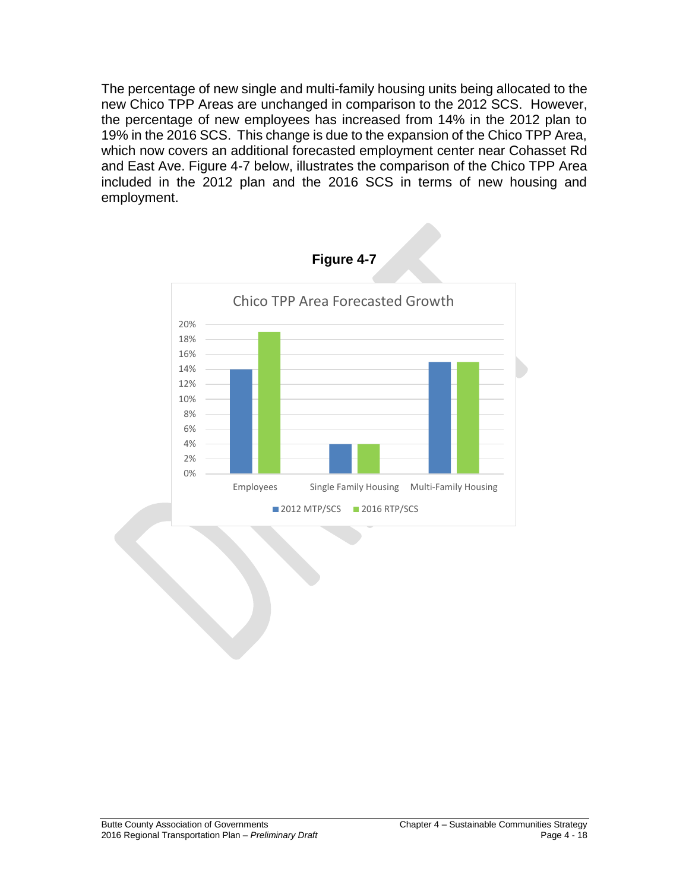The percentage of new single and multi-family housing units being allocated to the new Chico TPP Areas are unchanged in comparison to the 2012 SCS. However, the percentage of new employees has increased from 14% in the 2012 plan to 19% in the 2016 SCS. This change is due to the expansion of the Chico TPP Area, which now covers an additional forecasted employment center near Cohasset Rd and East Ave. Figure 4-7 below, illustrates the comparison of the Chico TPP Area included in the 2012 plan and the 2016 SCS in terms of new housing and employment.

**Figure 4-7**

Chico TPP Area Forecasted Growth

| | 2012 MTP/SCS | 2016 RTP/SCS |
|---|---|---|
| Employees | 14% | 19% |
| Single Family Housing | 4% | 4% |
| Multi-Family Housing | 15% | 15% |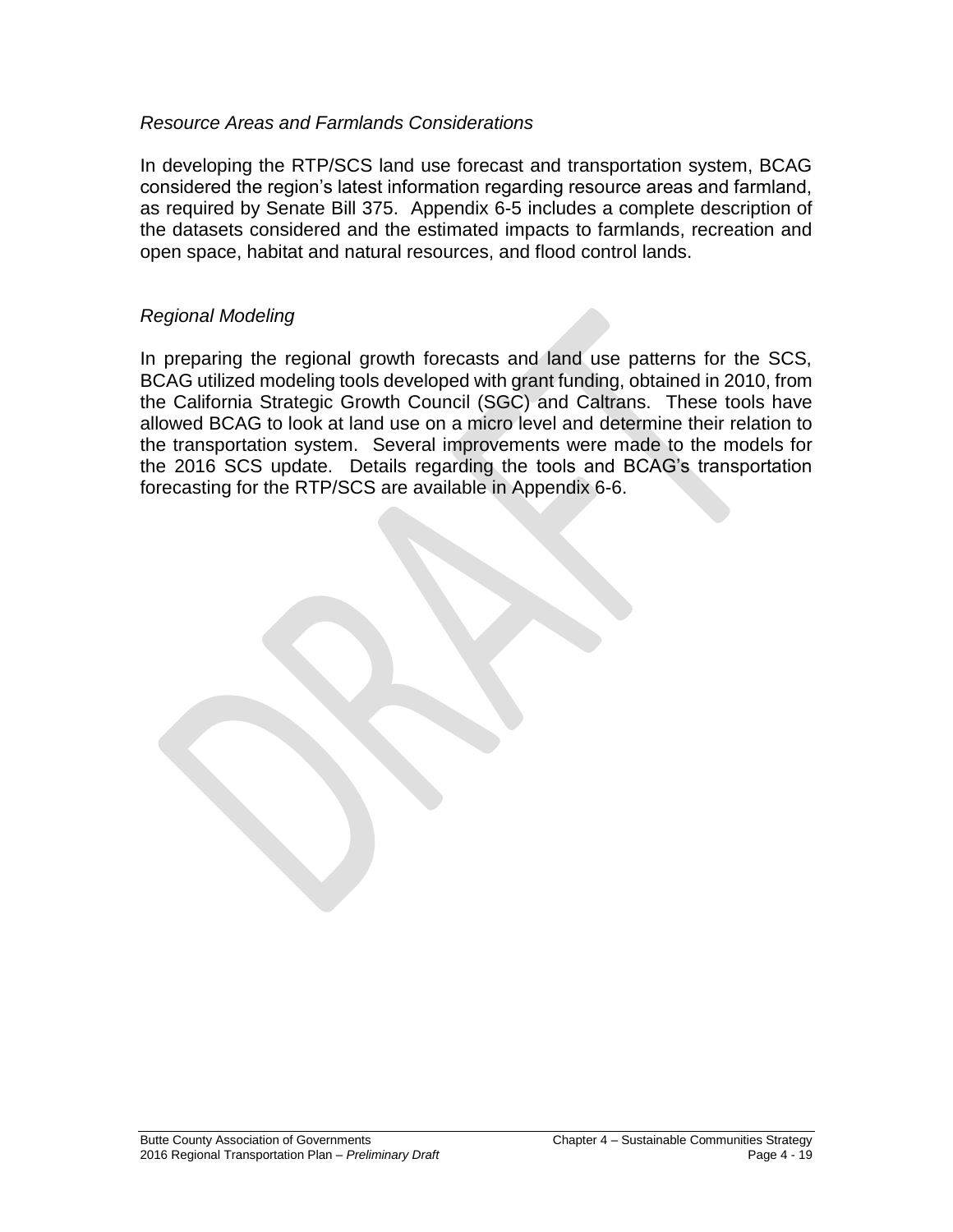*Resource Areas and Farmlands Considerations*

In developing the RTP/SCS land use forecast and transportation system, BCAG considered the region's latest information regarding resource areas and farmland, as required by Senate Bill 375. Appendix 6-5 includes a complete description of the datasets considered and the estimated impacts to farmlands, recreation and open space, habitat and natural resources, and flood control lands.

*Regional Modeling*

In preparing the regional growth forecasts and land use patterns for the SCS, BCAG utilized modeling tools developed with grant funding, obtained in 2010, from the California Strategic Growth Council (SGC) and Caltrans. These tools have allowed BCAG to look at land use on a micro level and determine their relation to the transportation system. Several improvements were made to the models for the 2016 SCS update. Details regarding the tools and BCAG's transportation forecasting for the RTP/SCS are available in Appendix 6-6.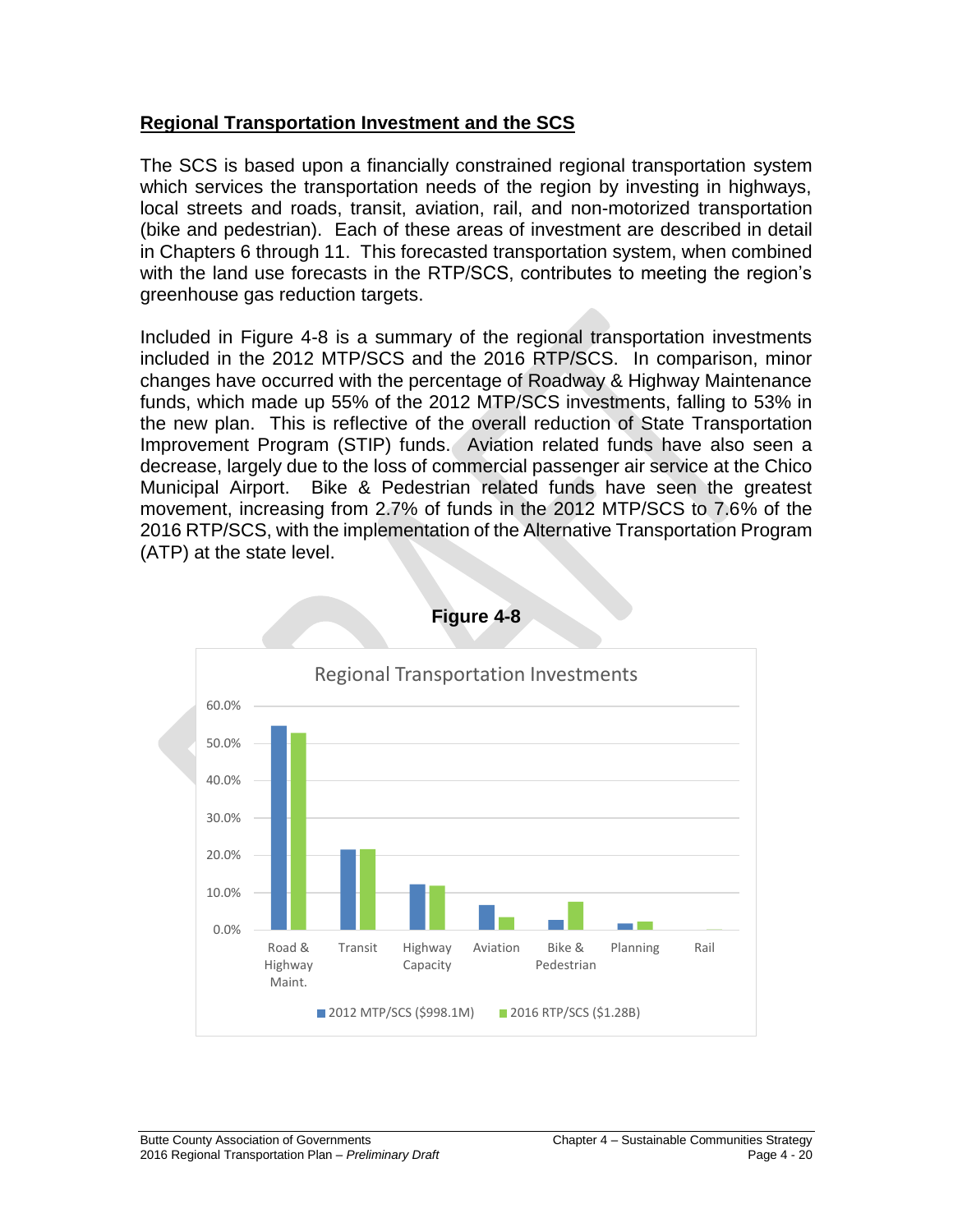## Regional Transportation Investment and the SCS

The SCS is based upon a financially constrained regional transportation system which services the transportation needs of the region by investing in highways, local streets and roads, transit, aviation, rail, and non-motorized transportation (bike and pedestrian). Each of these areas of investment are described in detail in Chapters 6 through 11. This forecasted transportation system, when combined with the land use forecasts in the RTP/SCS, contributes to meeting the region's greenhouse gas reduction targets.

Included in Figure 4-8 is a summary of the regional transportation investments included in the 2012 MTP/SCS and the 2016 RTP/SCS. In comparison, minor changes have occurred with the percentage of Roadway & Highway Maintenance funds, which made up 55% of the 2012 MTP/SCS investments, falling to 53% in the new plan. This is reflective of the overall reduction of State Transportation Improvement Program (STIP) funds. Aviation related funds have also seen a decrease, largely due to the loss of commercial passenger air service at the Chico Municipal Airport. Bike & Pedestrian related funds have seen the greatest movement, increasing from 2.7% of funds in the 2012 MTP/SCS to 7.6% of the 2016 RTP/SCS, with the implementation of the Alternative Transportation Program (ATP) at the state level.

**Figure 4-8**

Regional Transportation Investments

Bar chart comparing 2012 MTP/SCS ($998.1M) and 2016 RTP/SCS ($1.28B) across categories: Road & Highway Maint., Transit, Highway Capacity, Aviation, Bike & Pedestrian, Planning, Rail. Y-axis: 0.0% to 60.0%.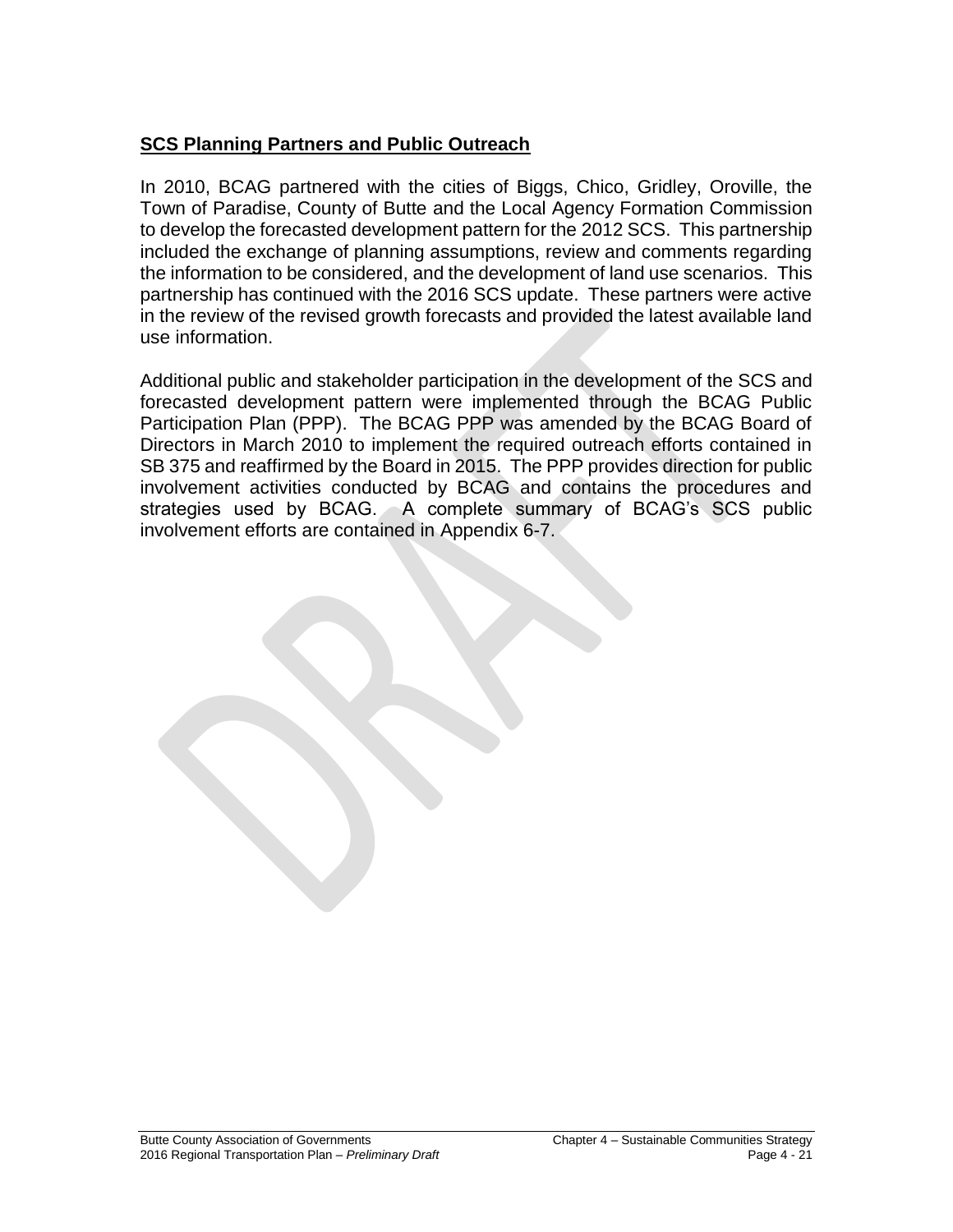## **SCS Planning Partners and Public Outreach**

In 2010, BCAG partnered with the cities of Biggs, Chico, Gridley, Oroville, the Town of Paradise, County of Butte and the Local Agency Formation Commission to develop the forecasted development pattern for the 2012 SCS. This partnership included the exchange of planning assumptions, review and comments regarding the information to be considered, and the development of land use scenarios. This partnership has continued with the 2016 SCS update. These partners were active in the review of the revised growth forecasts and provided the latest available land use information.

Additional public and stakeholder participation in the development of the SCS and forecasted development pattern were implemented through the BCAG Public Participation Plan (PPP). The BCAG PPP was amended by the BCAG Board of Directors in March 2010 to implement the required outreach efforts contained in SB 375 and reaffirmed by the Board in 2015. The PPP provides direction for public involvement activities conducted by BCAG and contains the procedures and strategies used by BCAG. A complete summary of BCAG's SCS public involvement efforts are contained in Appendix 6-7.